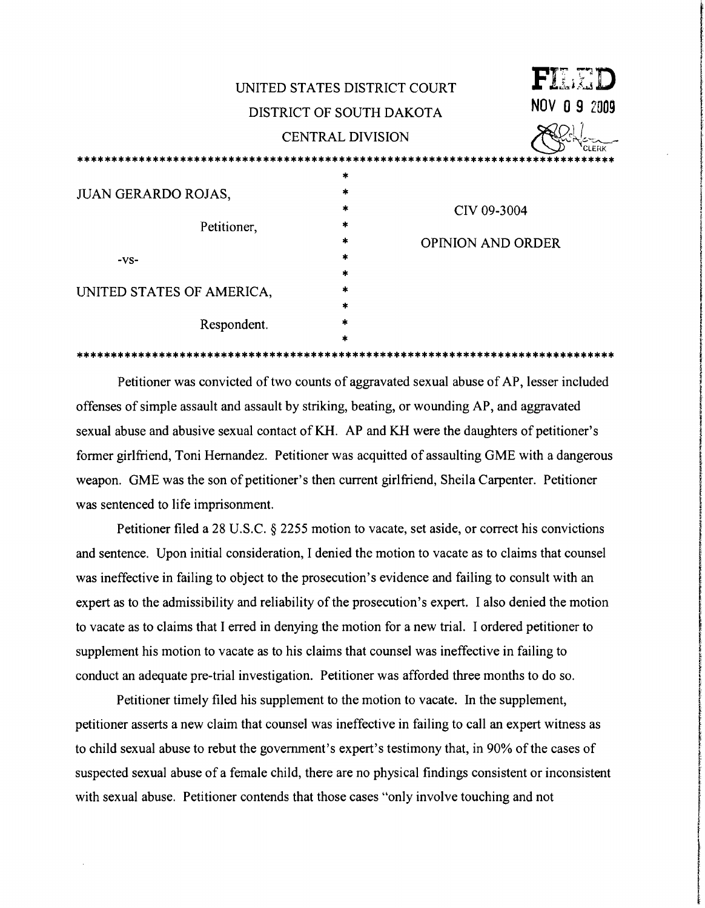UNITED STATES DISTRICT COURT

DISTRICT OF SOUTH DAKOTA

CENTRAL DIVISION

FILED
NOV 09 2009
CLERK

| | | |
|---|---|---|
| JUAN GERARDO ROJAS, | * | CIV 09-3004 |
| Petitioner, | * | OPINION AND ORDER |
| -vs- | * | |
| UNITED STATES OF AMERICA, | * | |
| Respondent. | * | |

Petitioner was convicted of two counts of aggravated sexual abuse of AP, lesser included offenses of simple assault and assault by striking, beating, or wounding AP, and aggravated sexual abuse and abusive sexual contact of KH. AP and KH were the daughters of petitioner's former girlfriend, Toni Hernandez. Petitioner was acquitted of assaulting GME with a dangerous weapon. GME was the son of petitioner's then current girlfriend, Sheila Carpenter. Petitioner was sentenced to life imprisonment.

Petitioner filed a 28 U.S.C. § 2255 motion to vacate, set aside, or correct his convictions and sentence. Upon initial consideration, I denied the motion to vacate as to claims that counsel was ineffective in failing to object to the prosecution's evidence and failing to consult with an expert as to the admissibility and reliability of the prosecution's expert. I also denied the motion to vacate as to claims that I erred in denying the motion for a new trial. I ordered petitioner to supplement his motion to vacate as to his claims that counsel was ineffective in failing to conduct an adequate pre-trial investigation. Petitioner was afforded three months to do so.

Petitioner timely filed his supplement to the motion to vacate. In the supplement, petitioner asserts a new claim that counsel was ineffective in failing to call an expert witness as to child sexual abuse to rebut the government's expert's testimony that, in 90% of the cases of suspected sexual abuse of a female child, there are no physical findings consistent or inconsistent with sexual abuse. Petitioner contends that those cases "only involve touching and not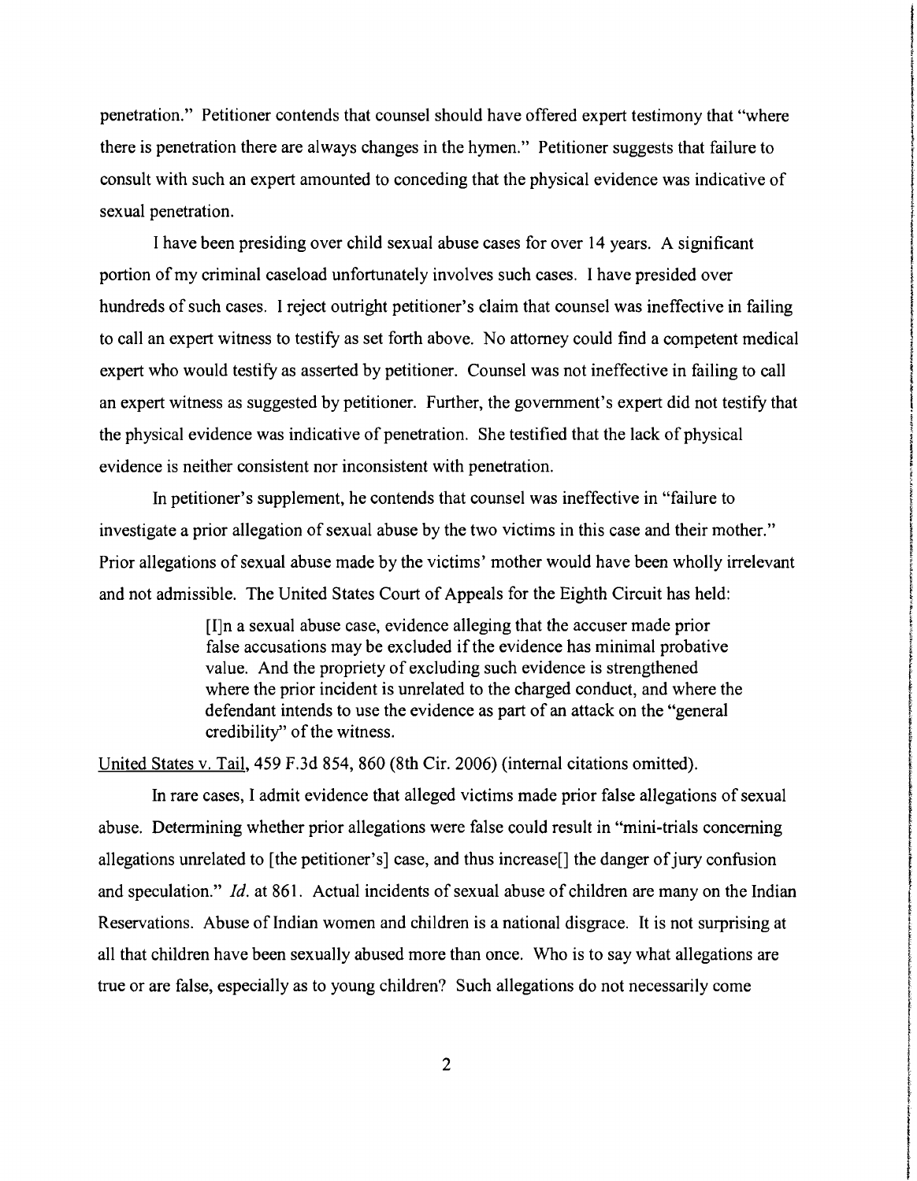penetration." Petitioner contends that counsel should have offered expert testimony that "where there is penetration there are always changes in the hymen." Petitioner suggests that failure to consult with such an expert amounted to conceding that the physical evidence was indicative of sexual penetration.

I have been presiding over child sexual abuse cases for over 14 years. A significant portion of my criminal caseload unfortunately involves such cases. I have presided over hundreds of such cases. I reject outright petitioner's claim that counsel was ineffective in failing to call an expert witness to testify as set forth above. No attorney could find a competent medical expert who would testify as asserted by petitioner. Counsel was not ineffective in failing to call an expert witness as suggested by petitioner. Further, the government's expert did not testify that the physical evidence was indicative of penetration. She testified that the lack of physical evidence is neither consistent nor inconsistent with penetration.

In petitioner's supplement, he contends that counsel was ineffective in "failure to investigate a prior allegation of sexual abuse by the two victims in this case and their mother." Prior allegations of sexual abuse made by the victims' mother would have been wholly irrelevant and not admissible. The United States Court of Appeals for the Eighth Circuit has held:

> [I]n a sexual abuse case, evidence alleging that the accuser made prior false accusations may be excluded if the evidence has minimal probative value. And the propriety of excluding such evidence is strengthened where the prior incident is unrelated to the charged conduct, and where the defendant intends to use the evidence as part of an attack on the "general credibility" of the witness.

United States v. Tail, 459 F.3d 854, 860 (8th Cir. 2006) (internal citations omitted).

In rare cases, I admit evidence that alleged victims made prior false allegations of sexual abuse. Determining whether prior allegations were false could result in "mini-trials concerning allegations unrelated to [the petitioner's] case, and thus increase[] the danger of jury confusion and speculation." *Id.* at 861. Actual incidents of sexual abuse of children are many on the Indian Reservations. Abuse of Indian women and children is a national disgrace. It is not surprising at all that children have been sexually abused more than once. Who is to say what allegations are true or are false, especially as to young children? Such allegations do not necessarily come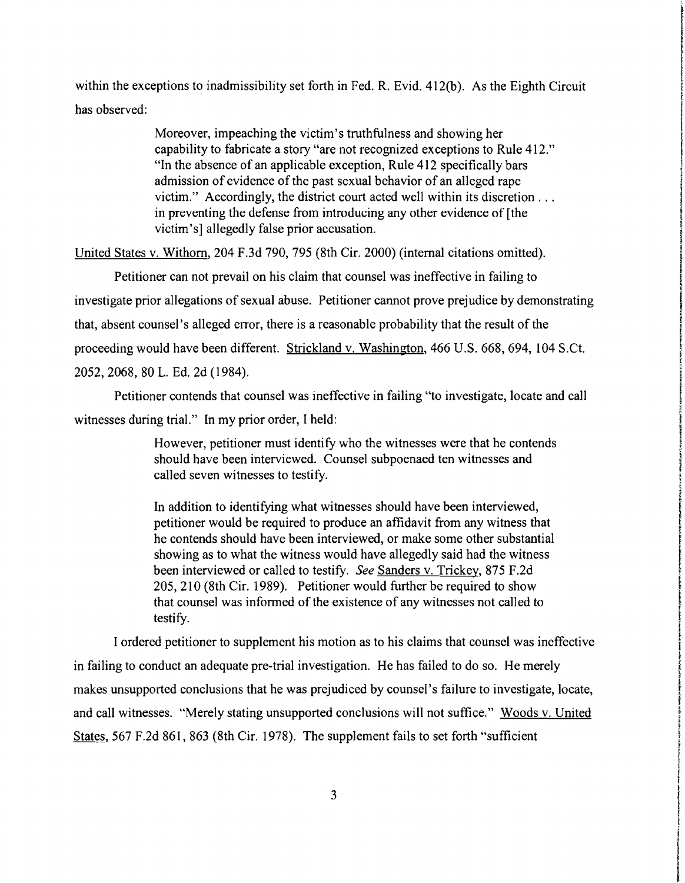within the exceptions to inadmissibility set forth in Fed. R. Evid. 412(b). As the Eighth Circuit has observed:

> Moreover, impeaching the victim's truthfulness and showing her capability to fabricate a story "are not recognized exceptions to Rule 412." "In the absence of an applicable exception, Rule 412 specifically bars admission of evidence of the past sexual behavior of an alleged rape victim." Accordingly, the district court acted well within its discretion . . . in preventing the defense from introducing any other evidence of [the victim's] allegedly false prior accusation.

United States v. Withorn, 204 F.3d 790, 795 (8th Cir. 2000) (internal citations omitted).

Petitioner can not prevail on his claim that counsel was ineffective in failing to investigate prior allegations of sexual abuse. Petitioner cannot prove prejudice by demonstrating that, absent counsel's alleged error, there is a reasonable probability that the result of the proceeding would have been different. Strickland v. Washington, 466 U.S. 668, 694, 104 S.Ct. 2052, 2068, 80 L. Ed. 2d (1984).

Petitioner contends that counsel was ineffective in failing "to investigate, locate and call witnesses during trial." In my prior order, I held:

> However, petitioner must identify who the witnesses were that he contends should have been interviewed. Counsel subpoenaed ten witnesses and called seven witnesses to testify.
>
> In addition to identifying what witnesses should have been interviewed, petitioner would be required to produce an affidavit from any witness that he contends should have been interviewed, or make some other substantial showing as to what the witness would have allegedly said had the witness been interviewed or called to testify. *See* Sanders v. Trickey, 875 F.2d 205, 210 (8th Cir. 1989). Petitioner would further be required to show that counsel was informed of the existence of any witnesses not called to testify.

I ordered petitioner to supplement his motion as to his claims that counsel was ineffective in failing to conduct an adequate pre-trial investigation. He has failed to do so. He merely makes unsupported conclusions that he was prejudiced by counsel's failure to investigate, locate, and call witnesses. "Merely stating unsupported conclusions will not suffice." Woods v. United States, 567 F.2d 861, 863 (8th Cir. 1978). The supplement fails to set forth "sufficient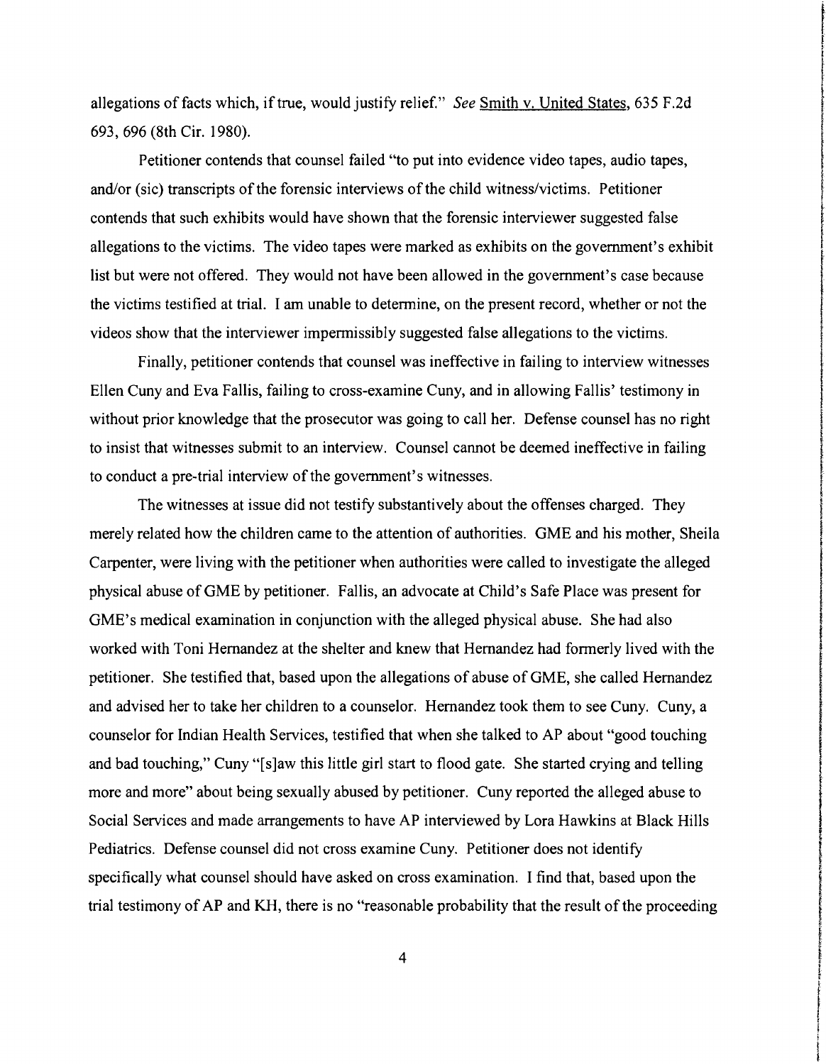allegations of facts which, if true, would justify relief." *See* Smith v. United States, 635 F.2d 693, 696 (8th Cir. 1980).

Petitioner contends that counsel failed "to put into evidence video tapes, audio tapes, and/or (sic) transcripts of the forensic interviews of the child witness/victims. Petitioner contends that such exhibits would have shown that the forensic interviewer suggested false allegations to the victims. The video tapes were marked as exhibits on the government's exhibit list but were not offered. They would not have been allowed in the government's case because the victims testified at trial. I am unable to determine, on the present record, whether or not the videos show that the interviewer impermissibly suggested false allegations to the victims.

Finally, petitioner contends that counsel was ineffective in failing to interview witnesses Ellen Cuny and Eva Fallis, failing to cross-examine Cuny, and in allowing Fallis' testimony in without prior knowledge that the prosecutor was going to call her. Defense counsel has no right to insist that witnesses submit to an interview. Counsel cannot be deemed ineffective in failing to conduct a pre-trial interview of the government's witnesses.

The witnesses at issue did not testify substantively about the offenses charged. They merely related how the children came to the attention of authorities. GME and his mother, Sheila Carpenter, were living with the petitioner when authorities were called to investigate the alleged physical abuse of GME by petitioner. Fallis, an advocate at Child's Safe Place was present for GME's medical examination in conjunction with the alleged physical abuse. She had also worked with Toni Hernandez at the shelter and knew that Hernandez had formerly lived with the petitioner. She testified that, based upon the allegations of abuse of GME, she called Hernandez and advised her to take her children to a counselor. Hernandez took them to see Cuny. Cuny, a counselor for Indian Health Services, testified that when she talked to AP about "good touching and bad touching," Cuny "[s]aw this little girl start to flood gate. She started crying and telling more and more" about being sexually abused by petitioner. Cuny reported the alleged abuse to Social Services and made arrangements to have AP interviewed by Lora Hawkins at Black Hills Pediatrics. Defense counsel did not cross examine Cuny. Petitioner does not identify specifically what counsel should have asked on cross examination. I find that, based upon the trial testimony of AP and KH, there is no "reasonable probability that the result of the proceeding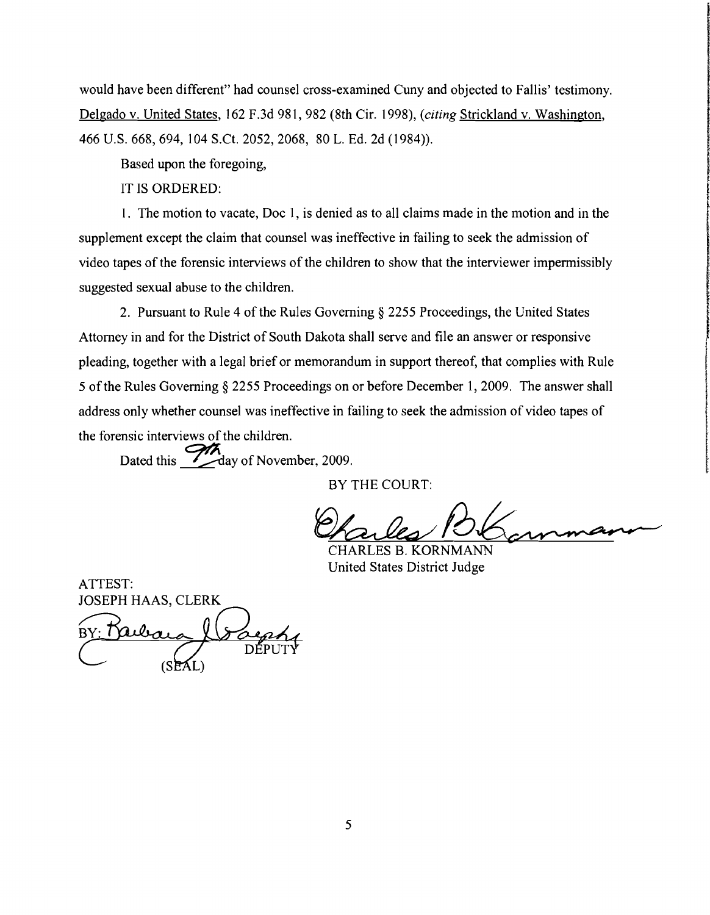would have been different" had counsel cross-examined Cuny and objected to Fallis' testimony. Delgado v. United States, 162 F.3d 981, 982 (8th Cir. 1998), (*citing* Strickland v. Washington, 466 U.S. 668, 694, 104 S.Ct. 2052, 2068, 80 L. Ed. 2d (1984)).

Based upon the foregoing,

IT IS ORDERED:

1. The motion to vacate, Doc 1, is denied as to all claims made in the motion and in the supplement except the claim that counsel was ineffective in failing to seek the admission of video tapes of the forensic interviews of the children to show that the interviewer impermissibly suggested sexual abuse to the children.

2. Pursuant to Rule 4 of the Rules Governing § 2255 Proceedings, the United States Attorney in and for the District of South Dakota shall serve and file an answer or responsive pleading, together with a legal brief or memorandum in support thereof, that complies with Rule 5 of the Rules Governing § 2255 Proceedings on or before December 1, 2009. The answer shall address only whether counsel was ineffective in failing to seek the admission of video tapes of the forensic interviews of the children.

Dated this 9th day of November, 2009.

BY THE COURT:

CHARLES B. KORNMANN
United States District Judge

ATTEST:
JOSEPH HAAS, CLERK

BY: DEPUTY
(SEAL)